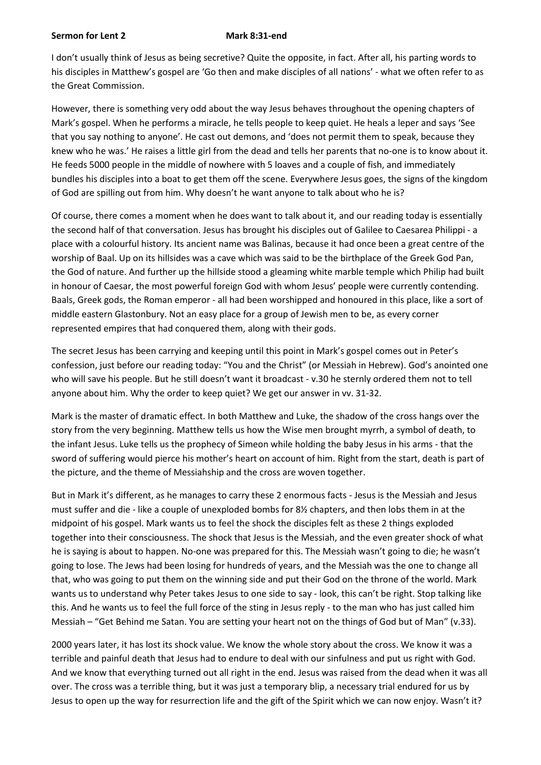**Sermon for Lent 2 Mark 8:31-end**

I don't usually think of Jesus as being secretive? Quite the opposite, in fact. After all, his parting words to his disciples in Matthew's gospel are 'Go then and make disciples of all nations' - what we often refer to as the Great Commission.

However, there is something very odd about the way Jesus behaves throughout the opening chapters of Mark's gospel. When he performs a miracle, he tells people to keep quiet. He heals a leper and says 'See that you say nothing to anyone'. He cast out demons, and 'does not permit them to speak, because they knew who he was.' He raises a little girl from the dead and tells her parents that no-one is to know about it. He feeds 5000 people in the middle of nowhere with 5 loaves and a couple of fish, and immediately bundles his disciples into a boat to get them off the scene. Everywhere Jesus goes, the signs of the kingdom of God are spilling out from him. Why doesn't he want anyone to talk about who he is?

Of course, there comes a moment when he does want to talk about it, and our reading today is essentially the second half of that conversation. Jesus has brought his disciples out of Galilee to Caesarea Philippi - a place with a colourful history. Its ancient name was Balinas, because it had once been a great centre of the worship of Baal. Up on its hillsides was a cave which was said to be the birthplace of the Greek God Pan, the God of nature. And further up the hillside stood a gleaming white marble temple which Philip had built in honour of Caesar, the most powerful foreign God with whom Jesus' people were currently contending. Baals, Greek gods, the Roman emperor - all had been worshipped and honoured in this place, like a sort of middle eastern Glastonbury. Not an easy place for a group of Jewish men to be, as every corner represented empires that had conquered them, along with their gods.

The secret Jesus has been carrying and keeping until this point in Mark's gospel comes out in Peter's confession, just before our reading today: "You and the Christ" (or Messiah in Hebrew). God's anointed one who will save his people. But he still doesn't want it broadcast - v.30 he sternly ordered them not to tell anyone about him. Why the order to keep quiet? We get our answer in vv. 31-32.

Mark is the master of dramatic effect. In both Matthew and Luke, the shadow of the cross hangs over the story from the very beginning. Matthew tells us how the Wise men brought myrrh, a symbol of death, to the infant Jesus. Luke tells us the prophecy of Simeon while holding the baby Jesus in his arms - that the sword of suffering would pierce his mother's heart on account of him. Right from the start, death is part of the picture, and the theme of Messiahship and the cross are woven together.

But in Mark it's different, as he manages to carry these 2 enormous facts - Jesus is the Messiah and Jesus must suffer and die - like a couple of unexploded bombs for 8½ chapters, and then lobs them in at the midpoint of his gospel. Mark wants us to feel the shock the disciples felt as these 2 things exploded together into their consciousness. The shock that Jesus is the Messiah, and the even greater shock of what he is saying is about to happen. No-one was prepared for this. The Messiah wasn't going to die; he wasn't going to lose. The Jews had been losing for hundreds of years, and the Messiah was the one to change all that, who was going to put them on the winning side and put their God on the throne of the world. Mark wants us to understand why Peter takes Jesus to one side to say - look, this can't be right. Stop talking like this. And he wants us to feel the full force of the sting in Jesus reply - to the man who has just called him Messiah – "Get Behind me Satan. You are setting your heart not on the things of God but of Man" (v.33).

2000 years later, it has lost its shock value. We know the whole story about the cross. We know it was a terrible and painful death that Jesus had to endure to deal with our sinfulness and put us right with God. And we know that everything turned out all right in the end. Jesus was raised from the dead when it was all over. The cross was a terrible thing, but it was just a temporary blip, a necessary trial endured for us by Jesus to open up the way for resurrection life and the gift of the Spirit which we can now enjoy. Wasn't it?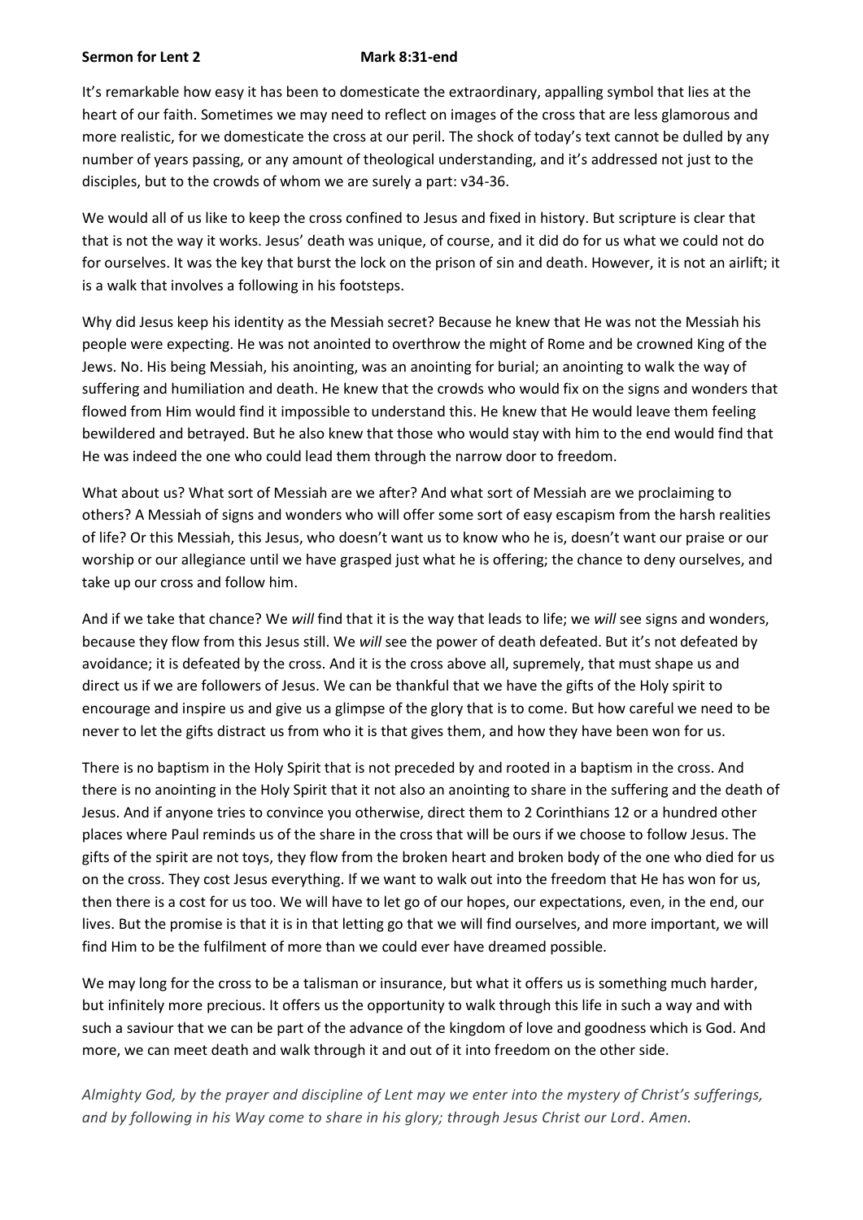**Sermon for Lent 2 Mark 8:31-end**

It's remarkable how easy it has been to domesticate the extraordinary, appalling symbol that lies at the heart of our faith. Sometimes we may need to reflect on images of the cross that are less glamorous and more realistic, for we domesticate the cross at our peril. The shock of today's text cannot be dulled by any number of years passing, or any amount of theological understanding, and it's addressed not just to the disciples, but to the crowds of whom we are surely a part: v34-36.

We would all of us like to keep the cross confined to Jesus and fixed in history. But scripture is clear that that is not the way it works. Jesus' death was unique, of course, and it did do for us what we could not do for ourselves. It was the key that burst the lock on the prison of sin and death. However, it is not an airlift; it is a walk that involves a following in his footsteps.

Why did Jesus keep his identity as the Messiah secret? Because he knew that He was not the Messiah his people were expecting. He was not anointed to overthrow the might of Rome and be crowned King of the Jews. No. His being Messiah, his anointing, was an anointing for burial; an anointing to walk the way of suffering and humiliation and death. He knew that the crowds who would fix on the signs and wonders that flowed from Him would find it impossible to understand this. He knew that He would leave them feeling bewildered and betrayed. But he also knew that those who would stay with him to the end would find that He was indeed the one who could lead them through the narrow door to freedom.

What about us? What sort of Messiah are we after? And what sort of Messiah are we proclaiming to others? A Messiah of signs and wonders who will offer some sort of easy escapism from the harsh realities of life? Or this Messiah, this Jesus, who doesn't want us to know who he is, doesn't want our praise or our worship or our allegiance until we have grasped just what he is offering; the chance to deny ourselves, and take up our cross and follow him.

And if we take that chance? We *will* find that it is the way that leads to life; we *will* see signs and wonders, because they flow from this Jesus still. We *will* see the power of death defeated. But it's not defeated by avoidance; it is defeated by the cross. And it is the cross above all, supremely, that must shape us and direct us if we are followers of Jesus. We can be thankful that we have the gifts of the Holy spirit to encourage and inspire us and give us a glimpse of the glory that is to come. But how careful we need to be never to let the gifts distract us from who it is that gives them, and how they have been won for us.

There is no baptism in the Holy Spirit that is not preceded by and rooted in a baptism in the cross. And there is no anointing in the Holy Spirit that it not also an anointing to share in the suffering and the death of Jesus. And if anyone tries to convince you otherwise, direct them to 2 Corinthians 12 or a hundred other places where Paul reminds us of the share in the cross that will be ours if we choose to follow Jesus. The gifts of the spirit are not toys, they flow from the broken heart and broken body of the one who died for us on the cross. They cost Jesus everything. If we want to walk out into the freedom that He has won for us, then there is a cost for us too. We will have to let go of our hopes, our expectations, even, in the end, our lives. But the promise is that it is in that letting go that we will find ourselves, and more important, we will find Him to be the fulfilment of more than we could ever have dreamed possible.

We may long for the cross to be a talisman or insurance, but what it offers us is something much harder, but infinitely more precious. It offers us the opportunity to walk through this life in such a way and with such a saviour that we can be part of the advance of the kingdom of love and goodness which is God. And more, we can meet death and walk through it and out of it into freedom on the other side.

*Almighty God, by the prayer and discipline of Lent may we enter into the mystery of Christ's sufferings, and by following in his Way come to share in his glory; through Jesus Christ our Lord. Amen.*